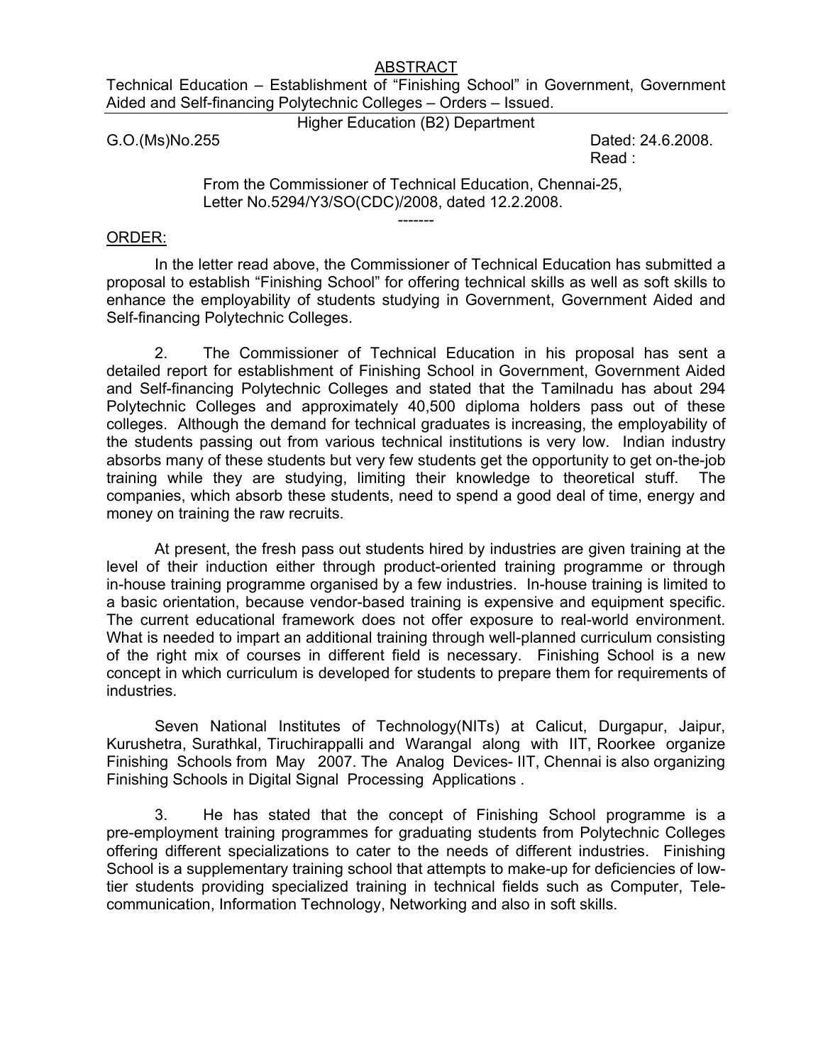# ABSTRACT

Technical Education – Establishment of "Finishing School" in Government, Government Aided and Self-financing Polytechnic Colleges – Orders – Issued.

Higher Education (B2) Department

G.O.(Ms)No.255 Dated: 24.6.2008.

Read :

From the Commissioner of Technical Education, Chennai-25, Letter No.5294/Y3/SO(CDC)/2008, dated 12.2.2008.

-------

## ORDER:

In the letter read above, the Commissioner of Technical Education has submitted a proposal to establish "Finishing School" for offering technical skills as well as soft skills to enhance the employability of students studying in Government, Government Aided and Self-financing Polytechnic Colleges.

2. The Commissioner of Technical Education in his proposal has sent a detailed report for establishment of Finishing School in Government, Government Aided and Self-financing Polytechnic Colleges and stated that the Tamilnadu has about 294 Polytechnic Colleges and approximately 40,500 diploma holders pass out of these colleges. Although the demand for technical graduates is increasing, the employability of the students passing out from various technical institutions is very low. Indian industry absorbs many of these students but very few students get the opportunity to get on-the-job training while they are studying, limiting their knowledge to theoretical stuff. The companies, which absorb these students, need to spend a good deal of time, energy and money on training the raw recruits.

At present, the fresh pass out students hired by industries are given training at the level of their induction either through product-oriented training programme or through in-house training programme organised by a few industries. In-house training is limited to a basic orientation, because vendor-based training is expensive and equipment specific. The current educational framework does not offer exposure to real-world environment. What is needed to impart an additional training through well-planned curriculum consisting of the right mix of courses in different field is necessary. Finishing School is a new concept in which curriculum is developed for students to prepare them for requirements of industries.

Seven National Institutes of Technology(NITs) at Calicut, Durgapur, Jaipur, Kurushetra, Surathkal, Tiruchirappalli and Warangal along with IIT, Roorkee organize Finishing Schools from May 2007. The Analog Devices- IIT, Chennai is also organizing Finishing Schools in Digital Signal Processing Applications .

3. He has stated that the concept of Finishing School programme is a pre-employment training programmes for graduating students from Polytechnic Colleges offering different specializations to cater to the needs of different industries. Finishing School is a supplementary training school that attempts to make-up for deficiencies of low-tier students providing specialized training in technical fields such as Computer, Tele-communication, Information Technology, Networking and also in soft skills.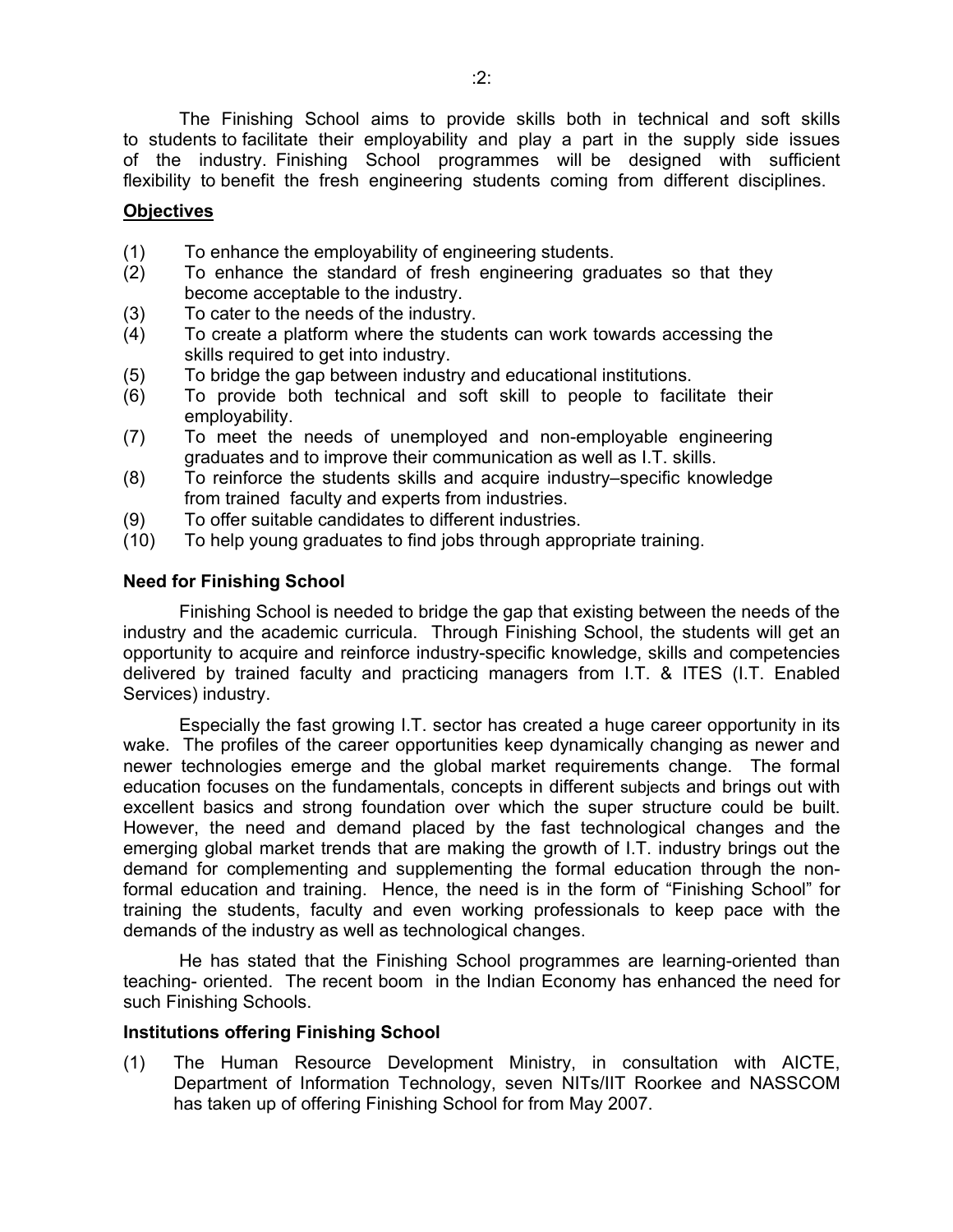The Finishing School aims to provide skills both in technical and soft skills to students to facilitate their employability and play a part in the supply side issues of the industry. Finishing School programmes will be designed with sufficient flexibility to benefit the fresh engineering students coming from different disciplines.

**Objectives**

(1) To enhance the employability of engineering students.
(2) To enhance the standard of fresh engineering graduates so that they become acceptable to the industry.
(3) To cater to the needs of the industry.
(4) To create a platform where the students can work towards accessing the skills required to get into industry.
(5) To bridge the gap between industry and educational institutions.
(6) To provide both technical and soft skill to people to facilitate their employability.
(7) To meet the needs of unemployed and non-employable engineering graduates and to improve their communication as well as I.T. skills.
(8) To reinforce the students skills and acquire industry–specific knowledge from trained faculty and experts from industries.
(9) To offer suitable candidates to different industries.
(10) To help young graduates to find jobs through appropriate training.

**Need for Finishing School**

Finishing School is needed to bridge the gap that existing between the needs of the industry and the academic curricula. Through Finishing School, the students will get an opportunity to acquire and reinforce industry-specific knowledge, skills and competencies delivered by trained faculty and practicing managers from I.T. & ITES (I.T. Enabled Services) industry.

Especially the fast growing I.T. sector has created a huge career opportunity in its wake. The profiles of the career opportunities keep dynamically changing as newer and newer technologies emerge and the global market requirements change. The formal education focuses on the fundamentals, concepts in different subjects and brings out with excellent basics and strong foundation over which the super structure could be built. However, the need and demand placed by the fast technological changes and the emerging global market trends that are making the growth of I.T. industry brings out the demand for complementing and supplementing the formal education through the non-formal education and training. Hence, the need is in the form of "Finishing School" for training the students, faculty and even working professionals to keep pace with the demands of the industry as well as technological changes.

He has stated that the Finishing School programmes are learning-oriented than teaching- oriented. The recent boom in the Indian Economy has enhanced the need for such Finishing Schools.

**Institutions offering Finishing School**

(1) The Human Resource Development Ministry, in consultation with AICTE, Department of Information Technology, seven NITs/IIT Roorkee and NASSCOM has taken up of offering Finishing School for from May 2007.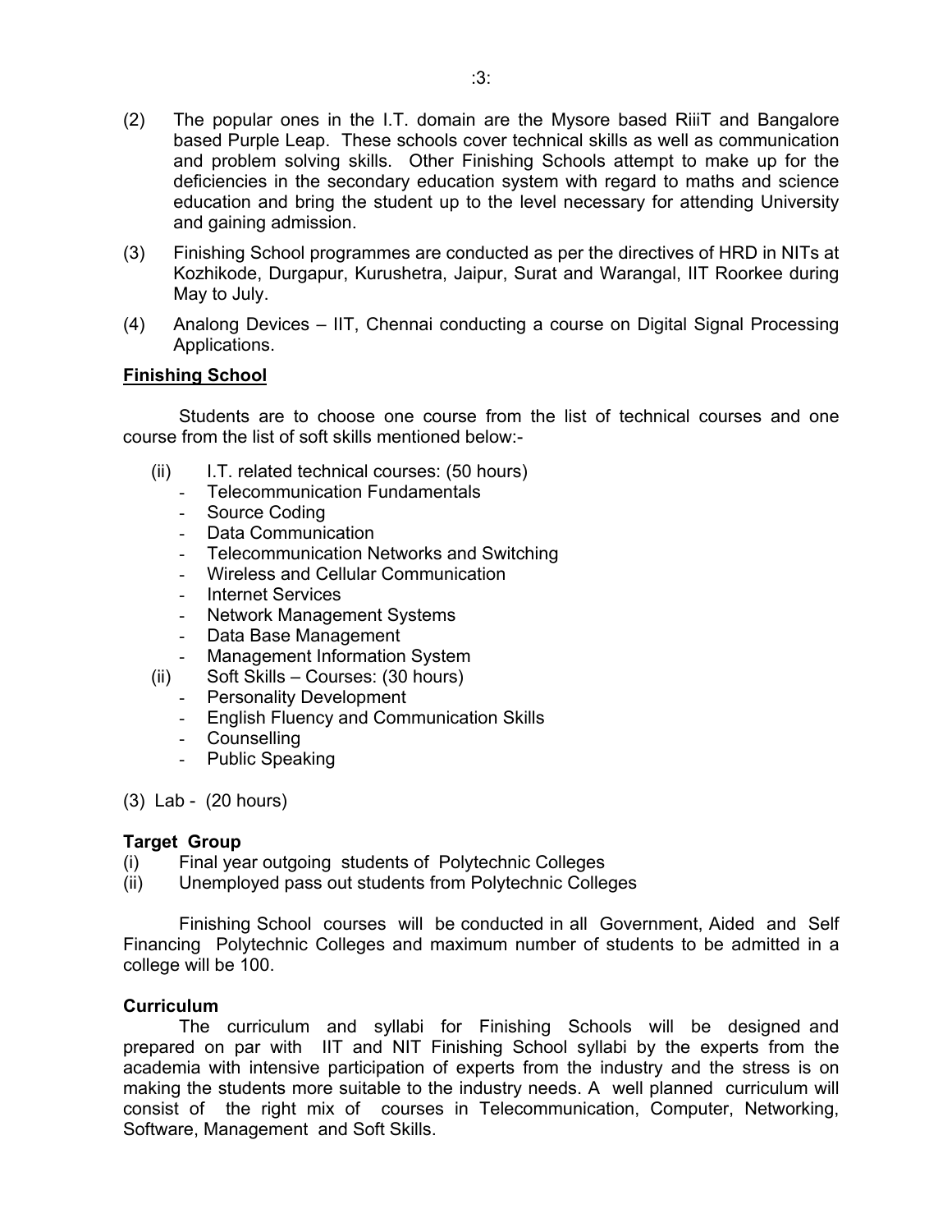(2) The popular ones in the I.T. domain are the Mysore based RiiiT and Bangalore based Purple Leap. These schools cover technical skills as well as communication and problem solving skills. Other Finishing Schools attempt to make up for the deficiencies in the secondary education system with regard to maths and science education and bring the student up to the level necessary for attending University and gaining admission.

(3) Finishing School programmes are conducted as per the directives of HRD in NITs at Kozhikode, Durgapur, Kurushetra, Jaipur, Surat and Warangal, IIT Roorkee during May to July.

(4) Analong Devices – IIT, Chennai conducting a course on Digital Signal Processing Applications.

**Finishing School**

Students are to choose one course from the list of technical courses and one course from the list of soft skills mentioned below:-

(ii) I.T. related technical courses: (50 hours)
- Telecommunication Fundamentals
- Source Coding
- Data Communication
- Telecommunication Networks and Switching
- Wireless and Cellular Communication
- Internet Services
- Network Management Systems
- Data Base Management
- Management Information System

(ii) Soft Skills – Courses: (30 hours)
- Personality Development
- English Fluency and Communication Skills
- Counselling
- Public Speaking

(3) Lab - (20 hours)

**Target Group**

(i) Final year outgoing students of Polytechnic Colleges
(ii) Unemployed pass out students from Polytechnic Colleges

Finishing School courses will be conducted in all Government, Aided and Self Financing Polytechnic Colleges and maximum number of students to be admitted in a college will be 100.

**Curriculum**

The curriculum and syllabi for Finishing Schools will be designed and prepared on par with IIT and NIT Finishing School syllabi by the experts from the academia with intensive participation of experts from the industry and the stress is on making the students more suitable to the industry needs. A well planned curriculum will consist of the right mix of courses in Telecommunication, Computer, Networking, Software, Management and Soft Skills.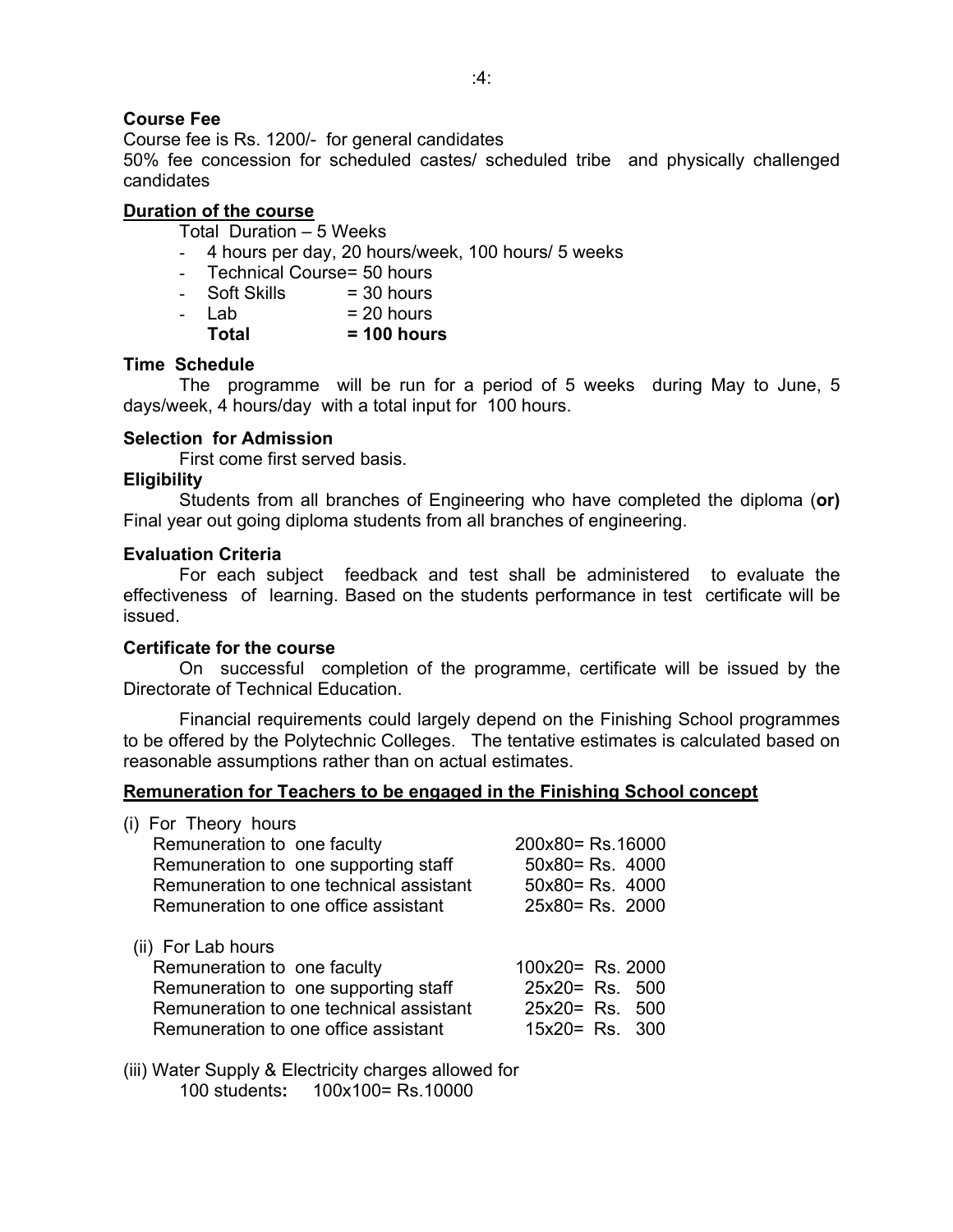**Course Fee**

Course fee is Rs. 1200/- for general candidates

50% fee concession for scheduled castes/ scheduled tribe and physically challenged candidates

**Duration of the course**

Total Duration – 5 Weeks

- 4 hours per day, 20 hours/week, 100 hours/ 5 weeks
- Technical Course= 50 hours
- Soft Skills = 30 hours
- Lab = 20 hours

**Total = 100 hours**

**Time Schedule**

The programme will be run for a period of 5 weeks during May to June, 5 days/week, 4 hours/day with a total input for 100 hours.

**Selection for Admission**

First come first served basis.

**Eligibility**

Students from all branches of Engineering who have completed the diploma (**or)** Final year out going diploma students from all branches of engineering.

**Evaluation Criteria**

For each subject feedback and test shall be administered to evaluate the effectiveness of learning. Based on the students performance in test certificate will be issued.

**Certificate for the course**

On successful completion of the programme, certificate will be issued by the Directorate of Technical Education.

Financial requirements could largely depend on the Finishing School programmes to be offered by the Polytechnic Colleges. The tentative estimates is calculated based on reasonable assumptions rather than on actual estimates.

**Remuneration for Teachers to be engaged in the Finishing School concept**

(i) For Theory hours

| | |
|---|---|
| Remuneration to one faculty | 200x80= Rs.16000 |
| Remuneration to one supporting staff | 50x80= Rs. 4000 |
| Remuneration to one technical assistant | 50x80= Rs. 4000 |
| Remuneration to one office assistant | 25x80= Rs. 2000 |

(ii) For Lab hours

| | |
|---|---|
| Remuneration to one faculty | 100x20= Rs. 2000 |
| Remuneration to one supporting staff | 25x20= Rs. 500 |
| Remuneration to one technical assistant | 25x20= Rs. 500 |
| Remuneration to one office assistant | 15x20= Rs. 300 |

(iii) Water Supply & Electricity charges allowed for
100 students**:** 100x100= Rs.10000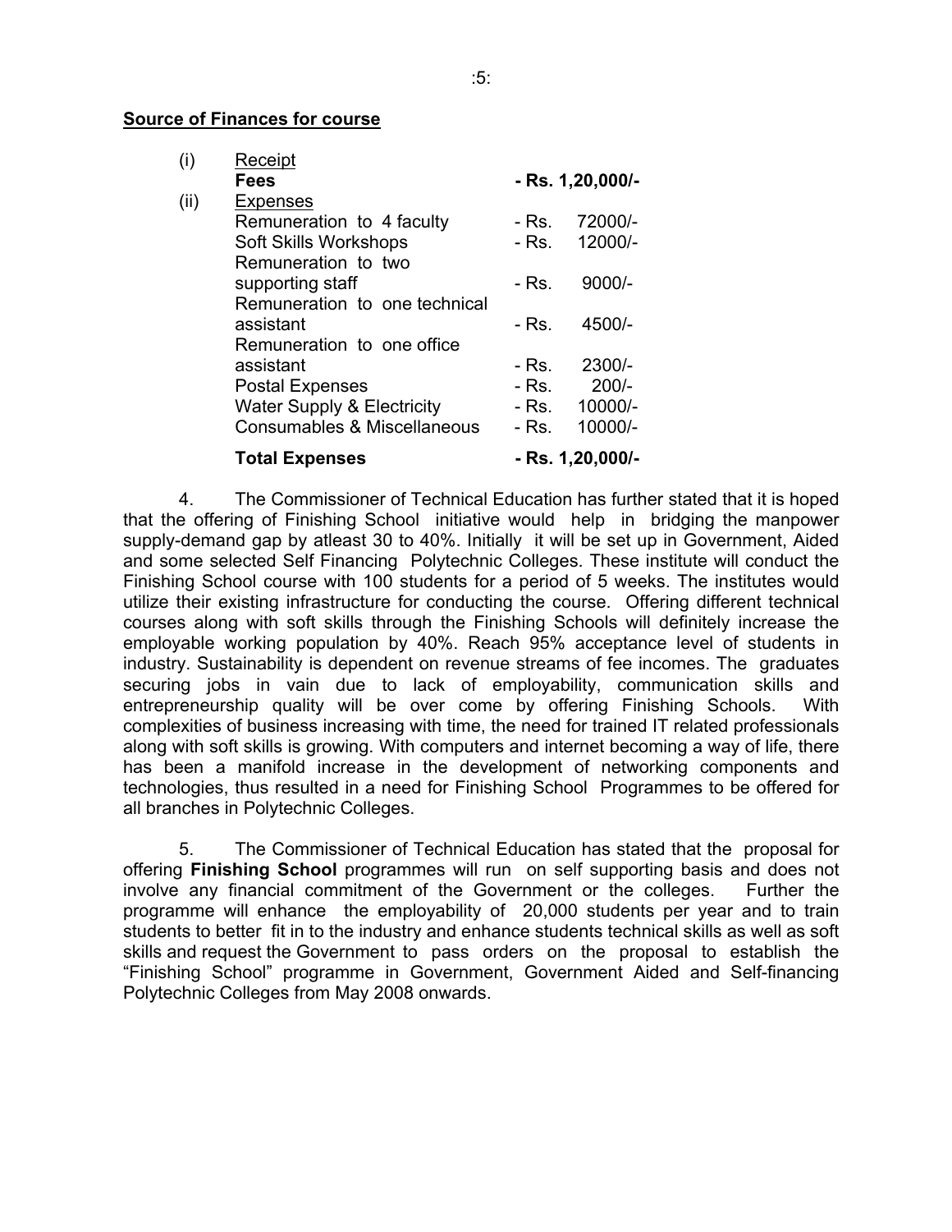**Source of Finances for course**

(i) Receipt

| | |
|---|---|
| **Fees** | **- Rs. 1,20,000/-** |

(ii) Expenses

| | |
|---|---|
| Remuneration to 4 faculty | - Rs. 72000/- |
| Soft Skills Workshops | - Rs. 12000/- |
| Remuneration to two supporting staff | - Rs. 9000/- |
| Remuneration to one technical assistant | - Rs. 4500/- |
| Remuneration to one office assistant | - Rs. 2300/- |
| Postal Expenses | - Rs. 200/- |
| Water Supply & Electricity | - Rs. 10000/- |
| Consumables & Miscellaneous | - Rs. 10000/- |
| **Total Expenses** | **- Rs. 1,20,000/-** |

4. The Commissioner of Technical Education has further stated that it is hoped that the offering of Finishing School initiative would help in bridging the manpower supply-demand gap by atleast 30 to 40%. Initially it will be set up in Government, Aided and some selected Self Financing Polytechnic Colleges. These institute will conduct the Finishing School course with 100 students for a period of 5 weeks. The institutes would utilize their existing infrastructure for conducting the course. Offering different technical courses along with soft skills through the Finishing Schools will definitely increase the employable working population by 40%. Reach 95% acceptance level of students in industry. Sustainability is dependent on revenue streams of fee incomes. The graduates securing jobs in vain due to lack of employability, communication skills and entrepreneurship quality will be over come by offering Finishing Schools. With complexities of business increasing with time, the need for trained IT related professionals along with soft skills is growing. With computers and internet becoming a way of life, there has been a manifold increase in the development of networking components and technologies, thus resulted in a need for Finishing School Programmes to be offered for all branches in Polytechnic Colleges.

5. The Commissioner of Technical Education has stated that the proposal for offering **Finishing School** programmes will run on self supporting basis and does not involve any financial commitment of the Government or the colleges. Further the programme will enhance the employability of 20,000 students per year and to train students to better fit in to the industry and enhance students technical skills as well as soft skills and request the Government to pass orders on the proposal to establish the "Finishing School" programme in Government, Government Aided and Self-financing Polytechnic Colleges from May 2008 onwards.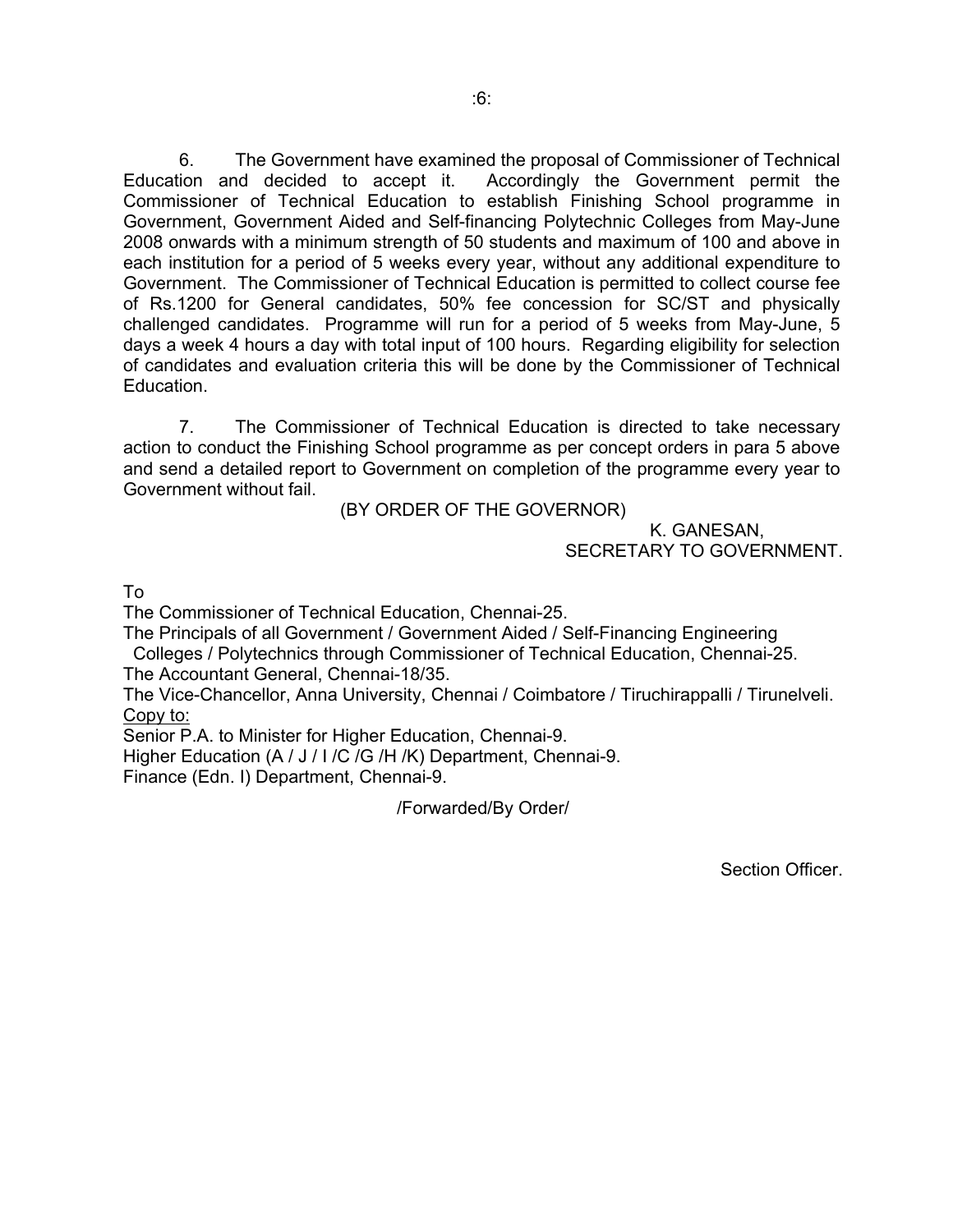6. The Government have examined the proposal of Commissioner of Technical Education and decided to accept it. Accordingly the Government permit the Commissioner of Technical Education to establish Finishing School programme in Government, Government Aided and Self-financing Polytechnic Colleges from May-June 2008 onwards with a minimum strength of 50 students and maximum of 100 and above in each institution for a period of 5 weeks every year, without any additional expenditure to Government. The Commissioner of Technical Education is permitted to collect course fee of Rs.1200 for General candidates, 50% fee concession for SC/ST and physically challenged candidates. Programme will run for a period of 5 weeks from May-June, 5 days a week 4 hours a day with total input of 100 hours. Regarding eligibility for selection of candidates and evaluation criteria this will be done by the Commissioner of Technical Education.

7. The Commissioner of Technical Education is directed to take necessary action to conduct the Finishing School programme as per concept orders in para 5 above and send a detailed report to Government on completion of the programme every year to Government without fail.

(BY ORDER OF THE GOVERNOR)

K. GANESAN,
SECRETARY TO GOVERNMENT.

To

The Commissioner of Technical Education, Chennai-25.
The Principals of all Government / Government Aided / Self-Financing Engineering Colleges / Polytechnics through Commissioner of Technical Education, Chennai-25.
The Accountant General, Chennai-18/35.
The Vice-Chancellor, Anna University, Chennai / Coimbatore / Tiruchirappalli / Tirunelveli.

Copy to:

Senior P.A. to Minister for Higher Education, Chennai-9.
Higher Education (A / J / I /C /G /H /K) Department, Chennai-9.
Finance (Edn. I) Department, Chennai-9.

/Forwarded/By Order/

Section Officer.